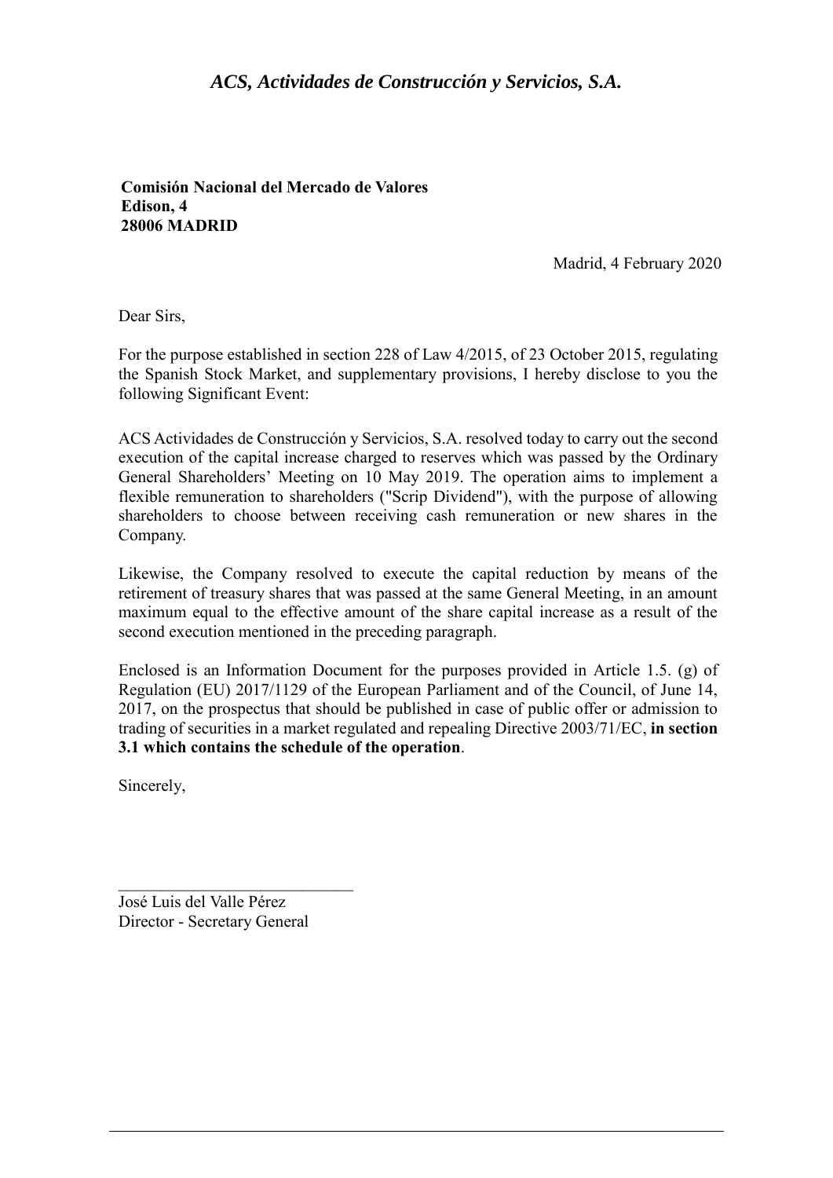*ACS, Actividades de Construcción y Servicios, S.A.*

**Comisión Nacional del Mercado de Valores**
**Edison, 4**
**28006 MADRID**

Madrid, 4 February 2020

Dear Sirs,

For the purpose established in section 228 of Law 4/2015, of 23 October 2015, regulating the Spanish Stock Market, and supplementary provisions, I hereby disclose to you the following Significant Event:

ACS Actividades de Construcción y Servicios, S.A. resolved today to carry out the second execution of the capital increase charged to reserves which was passed by the Ordinary General Shareholders' Meeting on 10 May 2019. The operation aims to implement a flexible remuneration to shareholders ("Scrip Dividend"), with the purpose of allowing shareholders to choose between receiving cash remuneration or new shares in the Company.

Likewise, the Company resolved to execute the capital reduction by means of the retirement of treasury shares that was passed at the same General Meeting, in an amount maximum equal to the effective amount of the share capital increase as a result of the second execution mentioned in the preceding paragraph.

Enclosed is an Information Document for the purposes provided in Article 1.5. (g) of Regulation (EU) 2017/1129 of the European Parliament and of the Council, of June 14, 2017, on the prospectus that should be published in case of public offer or admission to trading of securities in a market regulated and repealing Directive 2003/71/EC, **in section 3.1 which contains the schedule of the operation**.

Sincerely,

\_\_\_\_\_\_\_\_\_\_\_\_\_\_\_\_\_\_\_\_\_\_\_\_\_\_\_\_\_\_
José Luis del Valle Pérez
Director - Secretary General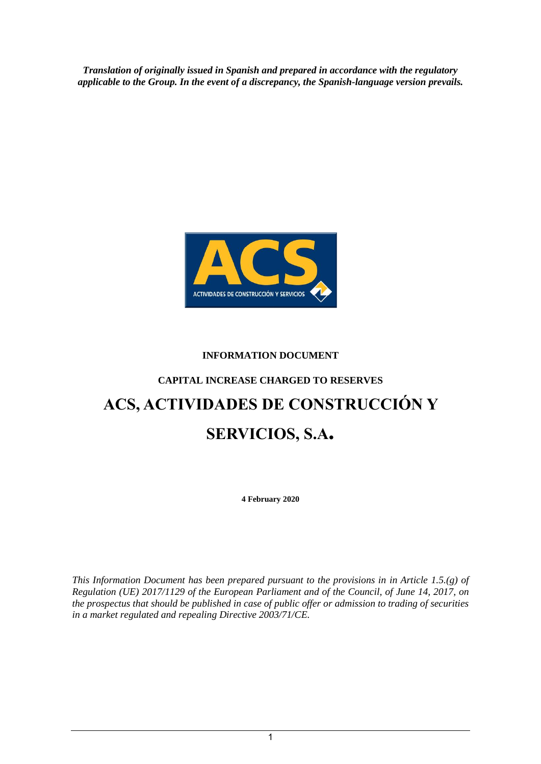***Translation of originally issued in Spanish and prepared in accordance with the regulatory applicable to the Group. In the event of a discrepancy, the Spanish-language version prevails.***

**INFORMATION DOCUMENT**

**CAPITAL INCREASE CHARGED TO RESERVES**

# ACS, ACTIVIDADES DE CONSTRUCCIÓN Y SERVICIOS, S.A.

**4 February 2020**

*This Information Document has been prepared pursuant to the provisions in in Article 1.5.(g) of Regulation (UE) 2017/1129 of the European Parliament and of the Council, of June 14, 2017, on the prospectus that should be published in case of public offer or admission to trading of securities in a market regulated and repealing Directive 2003/71/CE.*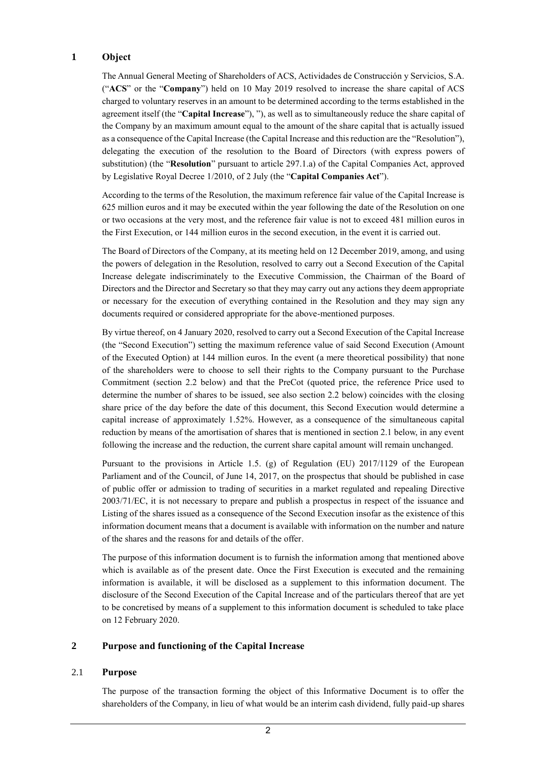## 1 Object

The Annual General Meeting of Shareholders of ACS, Actividades de Construcción y Servicios, S.A. ("**ACS**" or the "**Company**") held on 10 May 2019 resolved to increase the share capital of ACS charged to voluntary reserves in an amount to be determined according to the terms established in the agreement itself (the "**Capital Increase**"), "), as well as to simultaneously reduce the share capital of the Company by an maximum amount equal to the amount of the share capital that is actually issued as a consequence of the Capital Increase (the Capital Increase and this reduction are the "Resolution"), delegating the execution of the resolution to the Board of Directors (with express powers of substitution) (the "**Resolution**" pursuant to article 297.1.a) of the Capital Companies Act, approved by Legislative Royal Decree 1/2010, of 2 July (the "**Capital Companies Act**").

According to the terms of the Resolution, the maximum reference fair value of the Capital Increase is 625 million euros and it may be executed within the year following the date of the Resolution on one or two occasions at the very most, and the reference fair value is not to exceed 481 million euros in the First Execution, or 144 million euros in the second execution, in the event it is carried out.

The Board of Directors of the Company, at its meeting held on 12 December 2019, among, and using the powers of delegation in the Resolution, resolved to carry out a Second Execution of the Capital Increase delegate indiscriminately to the Executive Commission, the Chairman of the Board of Directors and the Director and Secretary so that they may carry out any actions they deem appropriate or necessary for the execution of everything contained in the Resolution and they may sign any documents required or considered appropriate for the above-mentioned purposes.

By virtue thereof, on 4 January 2020, resolved to carry out a Second Execution of the Capital Increase (the "Second Execution") setting the maximum reference value of said Second Execution (Amount of the Executed Option) at 144 million euros. In the event (a mere theoretical possibility) that none of the shareholders were to choose to sell their rights to the Company pursuant to the Purchase Commitment (section 2.2 below) and that the PreCot (quoted price, the reference Price used to determine the number of shares to be issued, see also section 2.2 below) coincides with the closing share price of the day before the date of this document, this Second Execution would determine a capital increase of approximately 1.52%. However, as a consequence of the simultaneous capital reduction by means of the amortisation of shares that is mentioned in section 2.1 below, in any event following the increase and the reduction, the current share capital amount will remain unchanged.

Pursuant to the provisions in Article 1.5. (g) of Regulation (EU) 2017/1129 of the European Parliament and of the Council, of June 14, 2017, on the prospectus that should be published in case of public offer or admission to trading of securities in a market regulated and repealing Directive 2003/71/EC, it is not necessary to prepare and publish a prospectus in respect of the issuance and Listing of the shares issued as a consequence of the Second Execution insofar as the existence of this information document means that a document is available with information on the number and nature of the shares and the reasons for and details of the offer.

The purpose of this information document is to furnish the information among that mentioned above which is available as of the present date. Once the First Execution is executed and the remaining information is available, it will be disclosed as a supplement to this information document. The disclosure of the Second Execution of the Capital Increase and of the particulars thereof that are yet to be concretised by means of a supplement to this information document is scheduled to take place on 12 February 2020.

## 2 Purpose and functioning of the Capital Increase

### 2.1 Purpose

The purpose of the transaction forming the object of this Informative Document is to offer the shareholders of the Company, in lieu of what would be an interim cash dividend, fully paid-up shares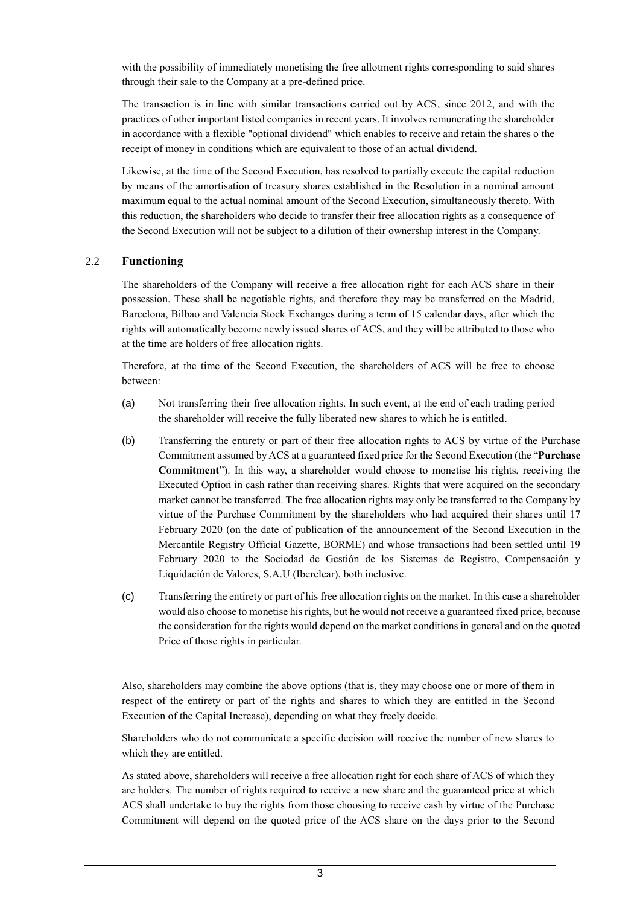with the possibility of immediately monetising the free allotment rights corresponding to said shares through their sale to the Company at a pre-defined price.

The transaction is in line with similar transactions carried out by ACS, since 2012, and with the practices of other important listed companies in recent years. It involves remunerating the shareholder in accordance with a flexible "optional dividend" which enables to receive and retain the shares o the receipt of money in conditions which are equivalent to those of an actual dividend.

Likewise, at the time of the Second Execution, has resolved to partially execute the capital reduction by means of the amortisation of treasury shares established in the Resolution in a nominal amount maximum equal to the actual nominal amount of the Second Execution, simultaneously thereto. With this reduction, the shareholders who decide to transfer their free allocation rights as a consequence of the Second Execution will not be subject to a dilution of their ownership interest in the Company.

## 2.2 Functioning

The shareholders of the Company will receive a free allocation right for each ACS share in their possession. These shall be negotiable rights, and therefore they may be transferred on the Madrid, Barcelona, Bilbao and Valencia Stock Exchanges during a term of 15 calendar days, after which the rights will automatically become newly issued shares of ACS, and they will be attributed to those who at the time are holders of free allocation rights.

Therefore, at the time of the Second Execution, the shareholders of ACS will be free to choose between:

(a) Not transferring their free allocation rights. In such event, at the end of each trading period the shareholder will receive the fully liberated new shares to which he is entitled.

(b) Transferring the entirety or part of their free allocation rights to ACS by virtue of the Purchase Commitment assumed by ACS at a guaranteed fixed price for the Second Execution (the "**Purchase Commitment**"). In this way, a shareholder would choose to monetise his rights, receiving the Executed Option in cash rather than receiving shares. Rights that were acquired on the secondary market cannot be transferred. The free allocation rights may only be transferred to the Company by virtue of the Purchase Commitment by the shareholders who had acquired their shares until 17 February 2020 (on the date of publication of the announcement of the Second Execution in the Mercantile Registry Official Gazette, BORME) and whose transactions had been settled until 19 February 2020 to the Sociedad de Gestión de los Sistemas de Registro, Compensación y Liquidación de Valores, S.A.U (Iberclear), both inclusive.

(c) Transferring the entirety or part of his free allocation rights on the market. In this case a shareholder would also choose to monetise his rights, but he would not receive a guaranteed fixed price, because the consideration for the rights would depend on the market conditions in general and on the quoted Price of those rights in particular.

Also, shareholders may combine the above options (that is, they may choose one or more of them in respect of the entirety or part of the rights and shares to which they are entitled in the Second Execution of the Capital Increase), depending on what they freely decide.

Shareholders who do not communicate a specific decision will receive the number of new shares to which they are entitled.

As stated above, shareholders will receive a free allocation right for each share of ACS of which they are holders. The number of rights required to receive a new share and the guaranteed price at which ACS shall undertake to buy the rights from those choosing to receive cash by virtue of the Purchase Commitment will depend on the quoted price of the ACS share on the days prior to the Second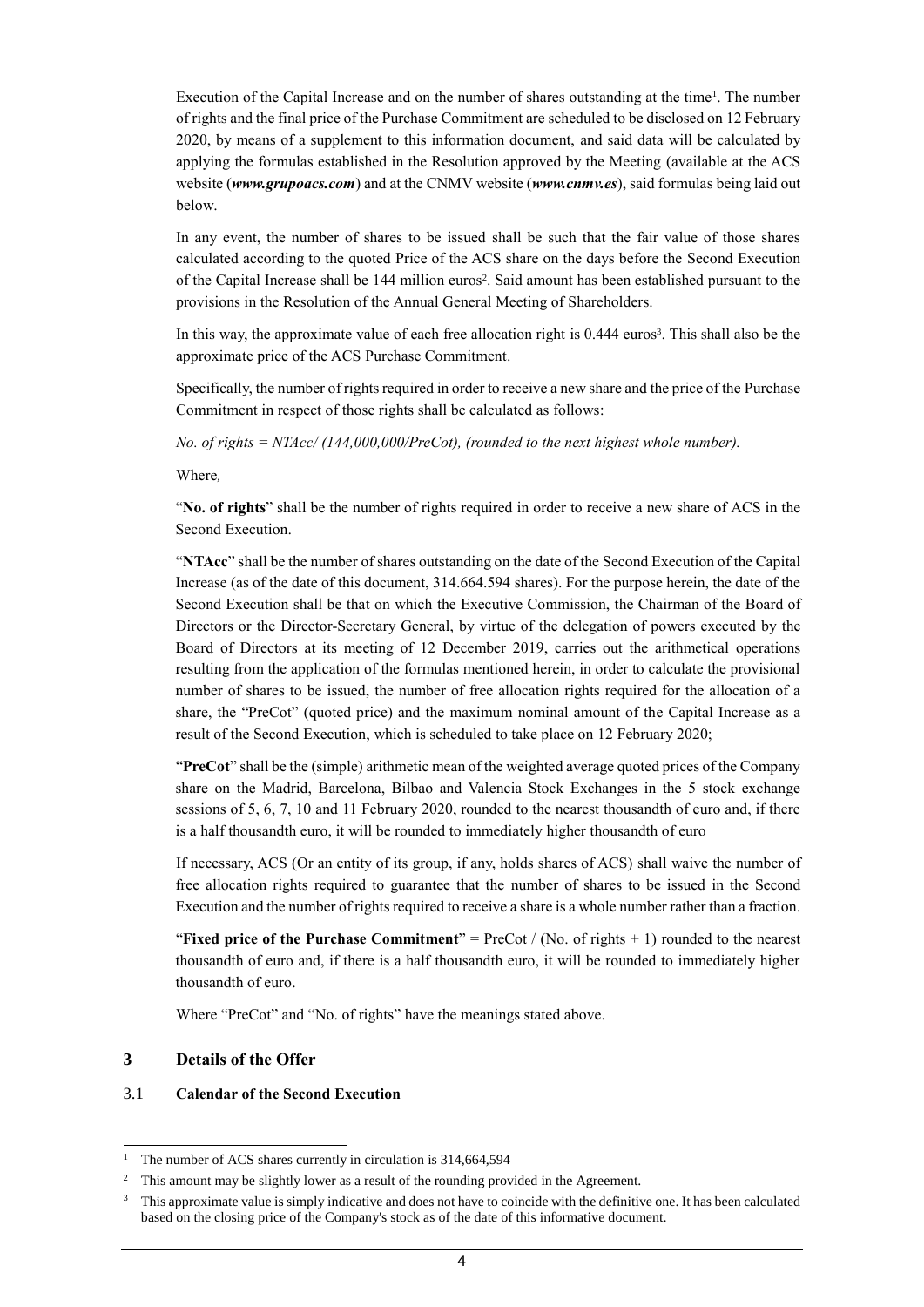Execution of the Capital Increase and on the number of shares outstanding at the time[1]. The number of rights and the final price of the Purchase Commitment are scheduled to be disclosed on 12 February 2020, by means of a supplement to this information document, and said data will be calculated by applying the formulas established in the Resolution approved by the Meeting (available at the ACS website (***www.grupoacs.com***) and at the CNMV website (***www.cnmv.es***), said formulas being laid out below.

In any event, the number of shares to be issued shall be such that the fair value of those shares calculated according to the quoted Price of the ACS share on the days before the Second Execution of the Capital Increase shall be 144 million euros[2]. Said amount has been established pursuant to the provisions in the Resolution of the Annual General Meeting of Shareholders.

In this way, the approximate value of each free allocation right is 0.444 euros[3]. This shall also be the approximate price of the ACS Purchase Commitment.

Specifically, the number of rights required in order to receive a new share and the price of the Purchase Commitment in respect of those rights shall be calculated as follows:

*No. of rights = NTAcc/ (144,000,000/PreCot), (rounded to the next highest whole number).*

Where*,*

"**No. of rights**" shall be the number of rights required in order to receive a new share of ACS in the Second Execution.

"**NTAcc**" shall be the number of shares outstanding on the date of the Second Execution of the Capital Increase (as of the date of this document, 314.664.594 shares). For the purpose herein, the date of the Second Execution shall be that on which the Executive Commission, the Chairman of the Board of Directors or the Director-Secretary General, by virtue of the delegation of powers executed by the Board of Directors at its meeting of 12 December 2019, carries out the arithmetical operations resulting from the application of the formulas mentioned herein, in order to calculate the provisional number of shares to be issued, the number of free allocation rights required for the allocation of a share, the "PreCot" (quoted price) and the maximum nominal amount of the Capital Increase as a result of the Second Execution, which is scheduled to take place on 12 February 2020;

"**PreCot**" shall be the (simple) arithmetic mean of the weighted average quoted prices of the Company share on the Madrid, Barcelona, Bilbao and Valencia Stock Exchanges in the 5 stock exchange sessions of 5, 6, 7, 10 and 11 February 2020, rounded to the nearest thousandth of euro and, if there is a half thousandth euro, it will be rounded to immediately higher thousandth of euro

If necessary, ACS (Or an entity of its group, if any, holds shares of ACS) shall waive the number of free allocation rights required to guarantee that the number of shares to be issued in the Second Execution and the number of rights required to receive a share is a whole number rather than a fraction.

"**Fixed price of the Purchase Commitment**" = PreCot / (No. of rights + 1) rounded to the nearest thousandth of euro and, if there is a half thousandth euro, it will be rounded to immediately higher thousandth of euro.

Where "PreCot" and "No. of rights" have the meanings stated above.

## 3 Details of the Offer

### 3.1 Calendar of the Second Execution

---

[1] The number of ACS shares currently in circulation is 314,664,594

[2] This amount may be slightly lower as a result of the rounding provided in the Agreement.

[3] This approximate value is simply indicative and does not have to coincide with the definitive one. It has been calculated based on the closing price of the Company's stock as of the date of this informative document.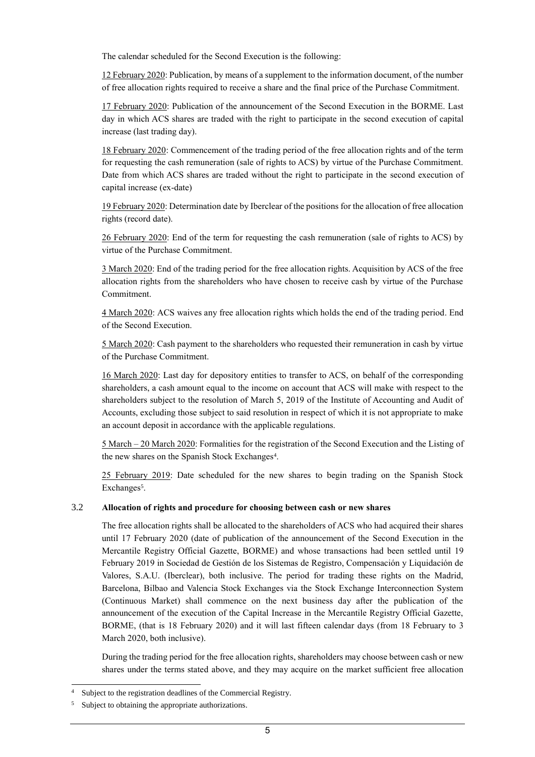The calendar scheduled for the Second Execution is the following:

12 February 2020: Publication, by means of a supplement to the information document, of the number of free allocation rights required to receive a share and the final price of the Purchase Commitment.

17 February 2020: Publication of the announcement of the Second Execution in the BORME. Last day in which ACS shares are traded with the right to participate in the second execution of capital increase (last trading day).

18 February 2020: Commencement of the trading period of the free allocation rights and of the term for requesting the cash remuneration (sale of rights to ACS) by virtue of the Purchase Commitment. Date from which ACS shares are traded without the right to participate in the second execution of capital increase (ex-date)

19 February 2020: Determination date by Iberclear of the positions for the allocation of free allocation rights (record date).

26 February 2020: End of the term for requesting the cash remuneration (sale of rights to ACS) by virtue of the Purchase Commitment.

3 March 2020: End of the trading period for the free allocation rights. Acquisition by ACS of the free allocation rights from the shareholders who have chosen to receive cash by virtue of the Purchase Commitment.

4 March 2020: ACS waives any free allocation rights which holds the end of the trading period. End of the Second Execution.

5 March 2020: Cash payment to the shareholders who requested their remuneration in cash by virtue of the Purchase Commitment.

16 March 2020: Last day for depository entities to transfer to ACS, on behalf of the corresponding shareholders, a cash amount equal to the income on account that ACS will make with respect to the shareholders subject to the resolution of March 5, 2019 of the Institute of Accounting and Audit of Accounts, excluding those subject to said resolution in respect of which it is not appropriate to make an account deposit in accordance with the applicable regulations.

5 March – 20 March 2020: Formalities for the registration of the Second Execution and the Listing of the new shares on the Spanish Stock Exchanges[4].

25 February 2019: Date scheduled for the new shares to begin trading on the Spanish Stock Exchanges[5].

### 3.2 Allocation of rights and procedure for choosing between cash or new shares

The free allocation rights shall be allocated to the shareholders of ACS who had acquired their shares until 17 February 2020 (date of publication of the announcement of the Second Execution in the Mercantile Registry Official Gazette, BORME) and whose transactions had been settled until 19 February 2019 in Sociedad de Gestión de los Sistemas de Registro, Compensación y Liquidación de Valores, S.A.U. (Iberclear), both inclusive. The period for trading these rights on the Madrid, Barcelona, Bilbao and Valencia Stock Exchanges via the Stock Exchange Interconnection System (Continuous Market) shall commence on the next business day after the publication of the announcement of the execution of the Capital Increase in the Mercantile Registry Official Gazette, BORME, (that is 18 February 2020) and it will last fifteen calendar days (from 18 February to 3 March 2020, both inclusive).

During the trading period for the free allocation rights, shareholders may choose between cash or new shares under the terms stated above, and they may acquire on the market sufficient free allocation

---

[4] Subject to the registration deadlines of the Commercial Registry.

[5] Subject to obtaining the appropriate authorizations.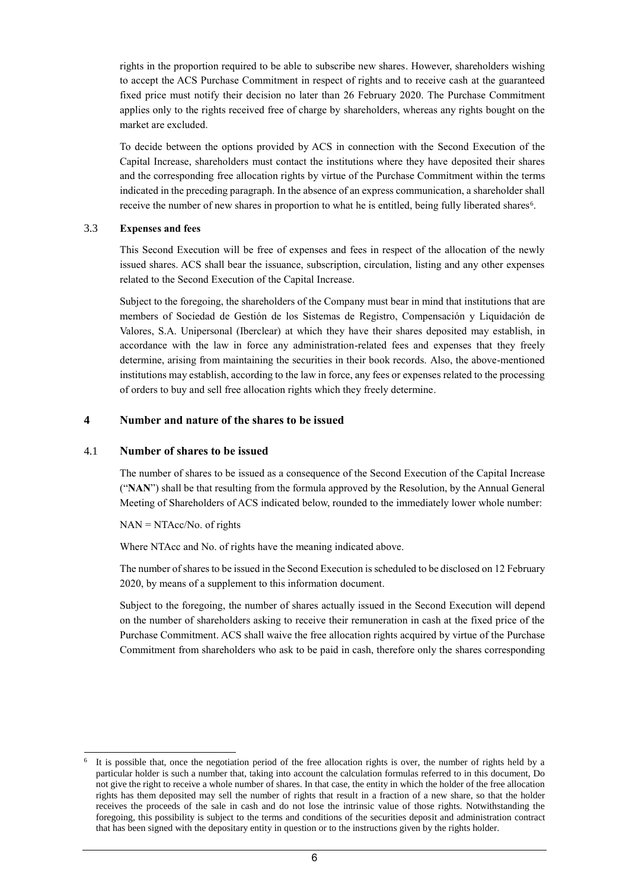rights in the proportion required to be able to subscribe new shares. However, shareholders wishing to accept the ACS Purchase Commitment in respect of rights and to receive cash at the guaranteed fixed price must notify their decision no later than 26 February 2020. The Purchase Commitment applies only to the rights received free of charge by shareholders, whereas any rights bought on the market are excluded.

To decide between the options provided by ACS in connection with the Second Execution of the Capital Increase, shareholders must contact the institutions where they have deposited their shares and the corresponding free allocation rights by virtue of the Purchase Commitment within the terms indicated in the preceding paragraph. In the absence of an express communication, a shareholder shall receive the number of new shares in proportion to what he is entitled, being fully liberated shares[6].

### 3.3 Expenses and fees

This Second Execution will be free of expenses and fees in respect of the allocation of the newly issued shares. ACS shall bear the issuance, subscription, circulation, listing and any other expenses related to the Second Execution of the Capital Increase.

Subject to the foregoing, the shareholders of the Company must bear in mind that institutions that are members of Sociedad de Gestión de los Sistemas de Registro, Compensación y Liquidación de Valores, S.A. Unipersonal (Iberclear) at which they have their shares deposited may establish, in accordance with the law in force any administration-related fees and expenses that they freely determine, arising from maintaining the securities in their book records. Also, the above-mentioned institutions may establish, according to the law in force, any fees or expenses related to the processing of orders to buy and sell free allocation rights which they freely determine.

## 4 Number and nature of the shares to be issued

### 4.1 Number of shares to be issued

The number of shares to be issued as a consequence of the Second Execution of the Capital Increase ("**NAN**") shall be that resulting from the formula approved by the Resolution, by the Annual General Meeting of Shareholders of ACS indicated below, rounded to the immediately lower whole number:

NAN = NTAcc/No. of rights

Where NTAcc and No. of rights have the meaning indicated above.

The number of shares to be issued in the Second Execution is scheduled to be disclosed on 12 February 2020, by means of a supplement to this information document.

Subject to the foregoing, the number of shares actually issued in the Second Execution will depend on the number of shareholders asking to receive their remuneration in cash at the fixed price of the Purchase Commitment. ACS shall waive the free allocation rights acquired by virtue of the Purchase Commitment from shareholders who ask to be paid in cash, therefore only the shares corresponding

---

[6] It is possible that, once the negotiation period of the free allocation rights is over, the number of rights held by a particular holder is such a number that, taking into account the calculation formulas referred to in this document, Do not give the right to receive a whole number of shares. In that case, the entity in which the holder of the free allocation rights has them deposited may sell the number of rights that result in a fraction of a new share, so that the holder receives the proceeds of the sale in cash and do not lose the intrinsic value of those rights. Notwithstanding the foregoing, this possibility is subject to the terms and conditions of the securities deposit and administration contract that has been signed with the depositary entity in question or to the instructions given by the rights holder.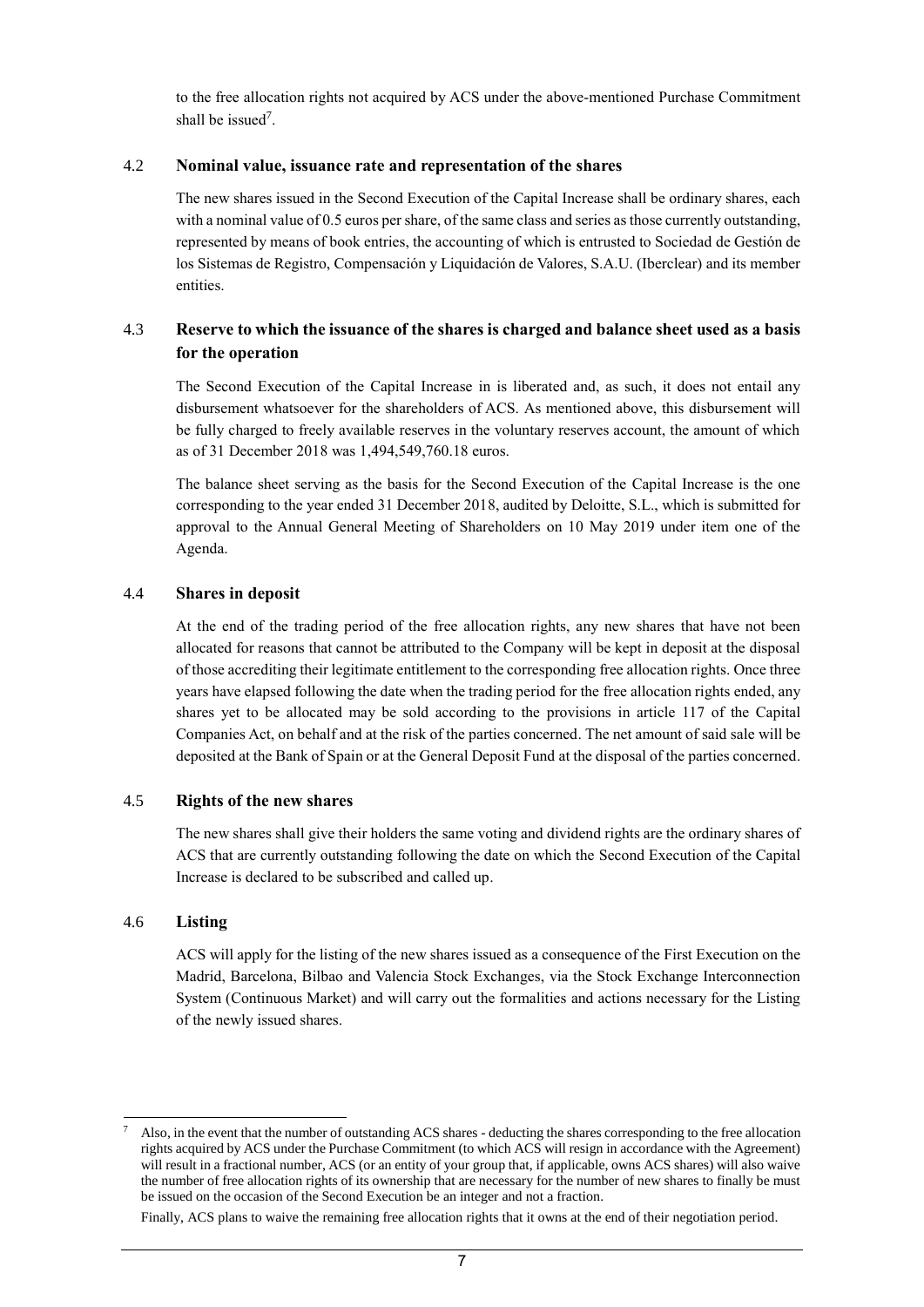to the free allocation rights not acquired by ACS under the above-mentioned Purchase Commitment shall be issued[7].

## 4.2 **Nominal value, issuance rate and representation of the shares**

The new shares issued in the Second Execution of the Capital Increase shall be ordinary shares, each with a nominal value of 0.5 euros per share, of the same class and series as those currently outstanding, represented by means of book entries, the accounting of which is entrusted to Sociedad de Gestión de los Sistemas de Registro, Compensación y Liquidación de Valores, S.A.U. (Iberclear) and its member entities.

## 4.3 **Reserve to which the issuance of the shares is charged and balance sheet used as a basis for the operation**

The Second Execution of the Capital Increase in is liberated and, as such, it does not entail any disbursement whatsoever for the shareholders of ACS. As mentioned above, this disbursement will be fully charged to freely available reserves in the voluntary reserves account, the amount of which as of 31 December 2018 was 1,494,549,760.18 euros.

The balance sheet serving as the basis for the Second Execution of the Capital Increase is the one corresponding to the year ended 31 December 2018, audited by Deloitte, S.L., which is submitted for approval to the Annual General Meeting of Shareholders on 10 May 2019 under item one of the Agenda.

## 4.4 **Shares in deposit**

At the end of the trading period of the free allocation rights, any new shares that have not been allocated for reasons that cannot be attributed to the Company will be kept in deposit at the disposal of those accrediting their legitimate entitlement to the corresponding free allocation rights. Once three years have elapsed following the date when the trading period for the free allocation rights ended, any shares yet to be allocated may be sold according to the provisions in article 117 of the Capital Companies Act, on behalf and at the risk of the parties concerned. The net amount of said sale will be deposited at the Bank of Spain or at the General Deposit Fund at the disposal of the parties concerned.

## 4.5 **Rights of the new shares**

The new shares shall give their holders the same voting and dividend rights are the ordinary shares of ACS that are currently outstanding following the date on which the Second Execution of the Capital Increase is declared to be subscribed and called up.

## 4.6 **Listing**

ACS will apply for the listing of the new shares issued as a consequence of the First Execution on the Madrid, Barcelona, Bilbao and Valencia Stock Exchanges, via the Stock Exchange Interconnection System (Continuous Market) and will carry out the formalities and actions necessary for the Listing of the newly issued shares.

---

[7] Also, in the event that the number of outstanding ACS shares - deducting the shares corresponding to the free allocation rights acquired by ACS under the Purchase Commitment (to which ACS will resign in accordance with the Agreement) will result in a fractional number, ACS (or an entity of your group that, if applicable, owns ACS shares) will also waive the number of free allocation rights of its ownership that are necessary for the number of new shares to finally be must be issued on the occasion of the Second Execution be an integer and not a fraction.

Finally, ACS plans to waive the remaining free allocation rights that it owns at the end of their negotiation period.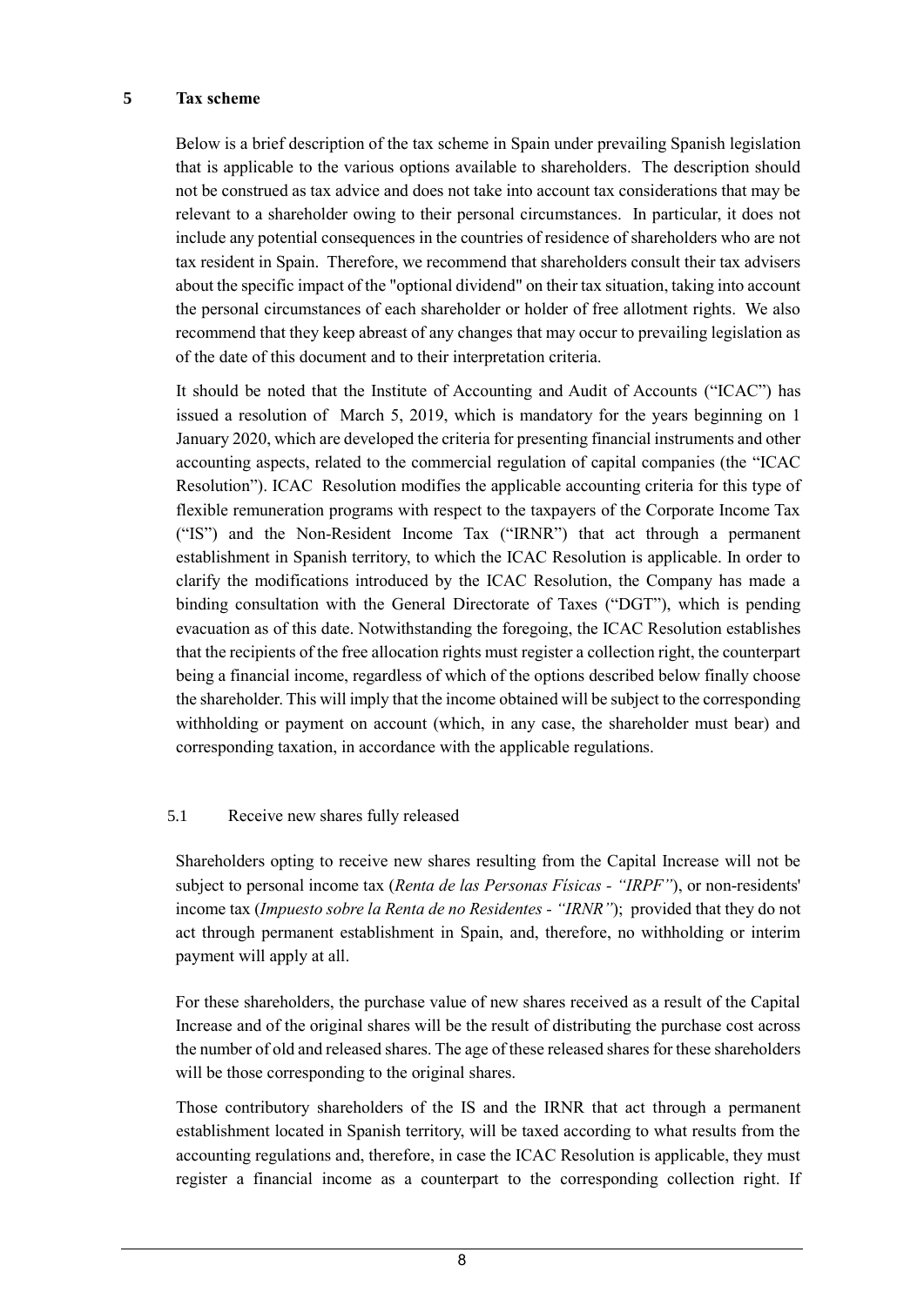## 5 Tax scheme

Below is a brief description of the tax scheme in Spain under prevailing Spanish legislation that is applicable to the various options available to shareholders. The description should not be construed as tax advice and does not take into account tax considerations that may be relevant to a shareholder owing to their personal circumstances. In particular, it does not include any potential consequences in the countries of residence of shareholders who are not tax resident in Spain. Therefore, we recommend that shareholders consult their tax advisers about the specific impact of the "optional dividend" on their tax situation, taking into account the personal circumstances of each shareholder or holder of free allotment rights. We also recommend that they keep abreast of any changes that may occur to prevailing legislation as of the date of this document and to their interpretation criteria.

It should be noted that the Institute of Accounting and Audit of Accounts ("ICAC") has issued a resolution of March 5, 2019, which is mandatory for the years beginning on 1 January 2020, which are developed the criteria for presenting financial instruments and other accounting aspects, related to the commercial regulation of capital companies (the "ICAC Resolution"). ICAC Resolution modifies the applicable accounting criteria for this type of flexible remuneration programs with respect to the taxpayers of the Corporate Income Tax ("IS") and the Non-Resident Income Tax ("IRNR") that act through a permanent establishment in Spanish territory, to which the ICAC Resolution is applicable. In order to clarify the modifications introduced by the ICAC Resolution, the Company has made a binding consultation with the General Directorate of Taxes ("DGT"), which is pending evacuation as of this date. Notwithstanding the foregoing, the ICAC Resolution establishes that the recipients of the free allocation rights must register a collection right, the counterpart being a financial income, regardless of which of the options described below finally choose the shareholder. This will imply that the income obtained will be subject to the corresponding withholding or payment on account (which, in any case, the shareholder must bear) and corresponding taxation, in accordance with the applicable regulations.

### 5.1 Receive new shares fully released

Shareholders opting to receive new shares resulting from the Capital Increase will not be subject to personal income tax (*Renta de las Personas Físicas - "IRPF"*), or non-residents' income tax (*Impuesto sobre la Renta de no Residentes - "IRNR"*); provided that they do not act through permanent establishment in Spain, and, therefore, no withholding or interim payment will apply at all.

For these shareholders, the purchase value of new shares received as a result of the Capital Increase and of the original shares will be the result of distributing the purchase cost across the number of old and released shares. The age of these released shares for these shareholders will be those corresponding to the original shares.

Those contributory shareholders of the IS and the IRNR that act through a permanent establishment located in Spanish territory, will be taxed according to what results from the accounting regulations and, therefore, in case the ICAC Resolution is applicable, they must register a financial income as a counterpart to the corresponding collection right. If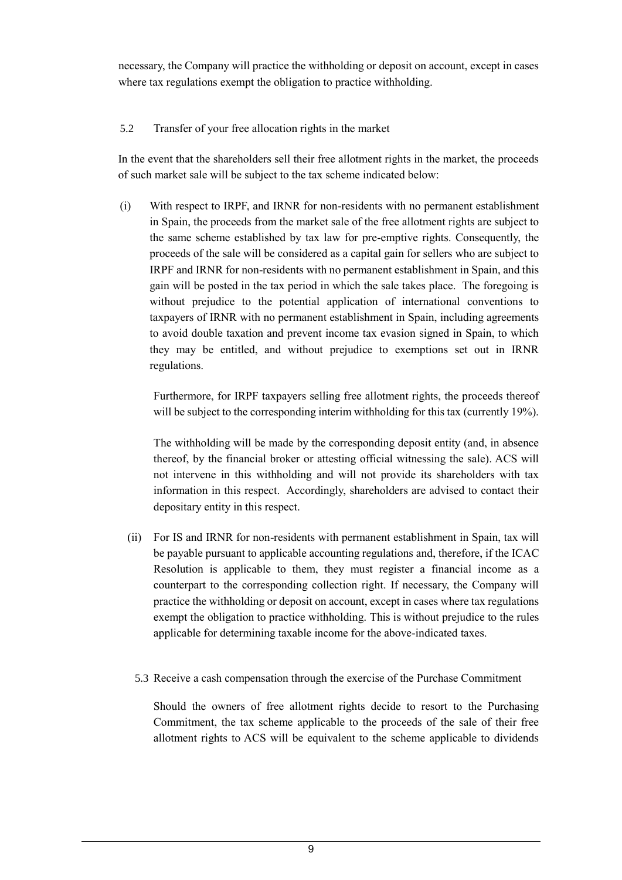necessary, the Company will practice the withholding or deposit on account, except in cases where tax regulations exempt the obligation to practice withholding.

### 5.2 Transfer of your free allocation rights in the market

In the event that the shareholders sell their free allotment rights in the market, the proceeds of such market sale will be subject to the tax scheme indicated below:

(i) With respect to IRPF, and IRNR for non-residents with no permanent establishment in Spain, the proceeds from the market sale of the free allotment rights are subject to the same scheme established by tax law for pre-emptive rights. Consequently, the proceeds of the sale will be considered as a capital gain for sellers who are subject to IRPF and IRNR for non-residents with no permanent establishment in Spain, and this gain will be posted in the tax period in which the sale takes place. The foregoing is without prejudice to the potential application of international conventions to taxpayers of IRNR with no permanent establishment in Spain, including agreements to avoid double taxation and prevent income tax evasion signed in Spain, to which they may be entitled, and without prejudice to exemptions set out in IRNR regulations.

Furthermore, for IRPF taxpayers selling free allotment rights, the proceeds thereof will be subject to the corresponding interim withholding for this tax (currently 19%).

The withholding will be made by the corresponding deposit entity (and, in absence thereof, by the financial broker or attesting official witnessing the sale). ACS will not intervene in this withholding and will not provide its shareholders with tax information in this respect. Accordingly, shareholders are advised to contact their depositary entity in this respect.

(ii) For IS and IRNR for non-residents with permanent establishment in Spain, tax will be payable pursuant to applicable accounting regulations and, therefore, if the ICAC Resolution is applicable to them, they must register a financial income as a counterpart to the corresponding collection right. If necessary, the Company will practice the withholding or deposit on account, except in cases where tax regulations exempt the obligation to practice withholding. This is without prejudice to the rules applicable for determining taxable income for the above-indicated taxes.

### 5.3 Receive a cash compensation through the exercise of the Purchase Commitment

Should the owners of free allotment rights decide to resort to the Purchasing Commitment, the tax scheme applicable to the proceeds of the sale of their free allotment rights to ACS will be equivalent to the scheme applicable to dividends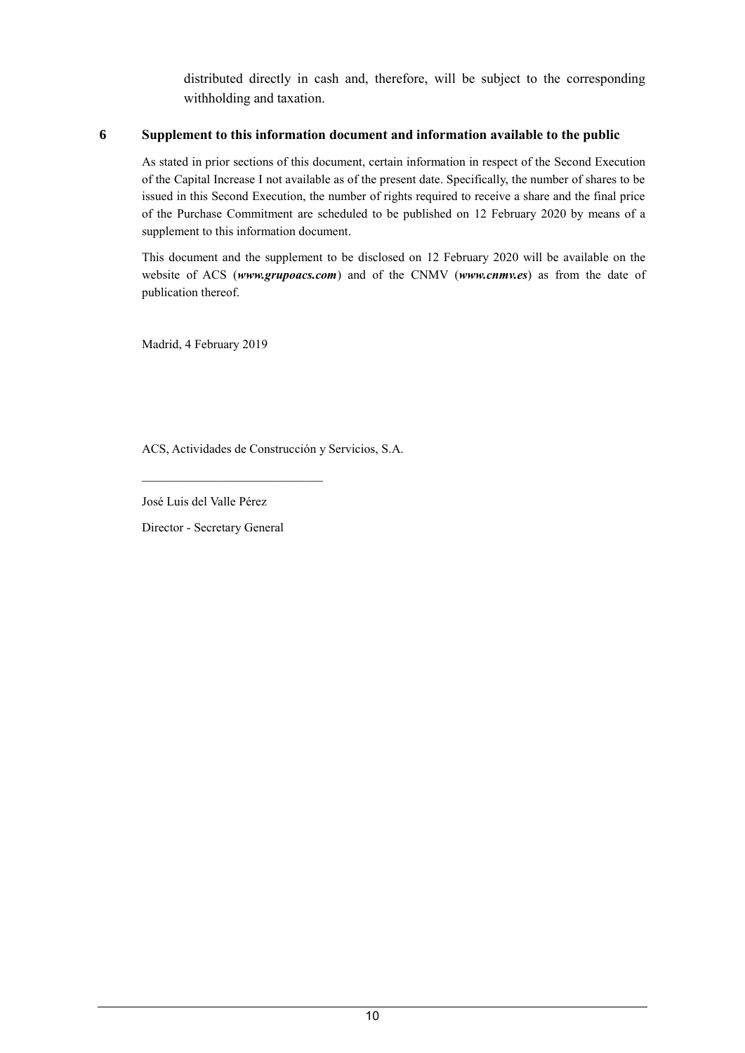distributed directly in cash and, therefore, will be subject to the corresponding withholding and taxation.

## 6 Supplement to this information document and information available to the public

As stated in prior sections of this document, certain information in respect of the Second Execution of the Capital Increase I not available as of the present date. Specifically, the number of shares to be issued in this Second Execution, the number of rights required to receive a share and the final price of the Purchase Commitment are scheduled to be published on 12 February 2020 by means of a supplement to this information document.

This document and the supplement to be disclosed on 12 February 2020 will be available on the website of ACS (***www.grupoacs.com***) and of the CNMV (***www.cnmv.es***) as from the date of publication thereof.

Madrid, 4 February 2019

ACS, Actividades de Construcción y Servicios, S.A.

\_\_\_\_\_\_\_\_\_\_\_\_\_\_\_\_\_\_\_\_\_\_\_\_\_\_\_\_\_\_

José Luis del Valle Pérez

Director - Secretary General